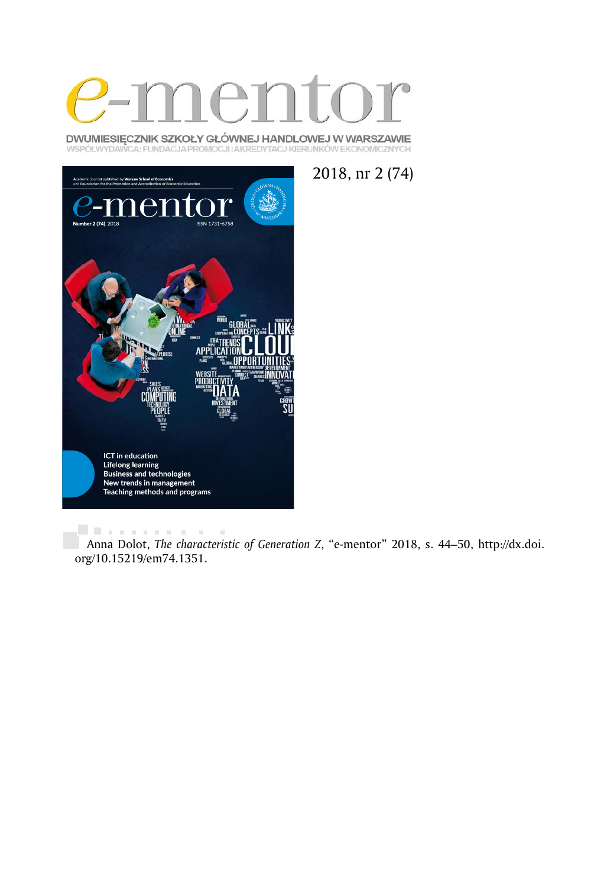# e-mentor

DWUMIESIĘCZNIK SZKOŁY GŁÓWNEJ HANDLOWEJ W WARSZAWIE
WSPÓŁWYDAWCA: FUNDACJA PROMOCJI I AKREDYTACJI KIERUNKÓW EKONOMICZNYCH

2018, nr 2 (74)

Anna Dolot, *The characteristic of Generation Z*, "e-mentor" 2018, s. 44–50, http://dx.doi.org/10.15219/em74.1351.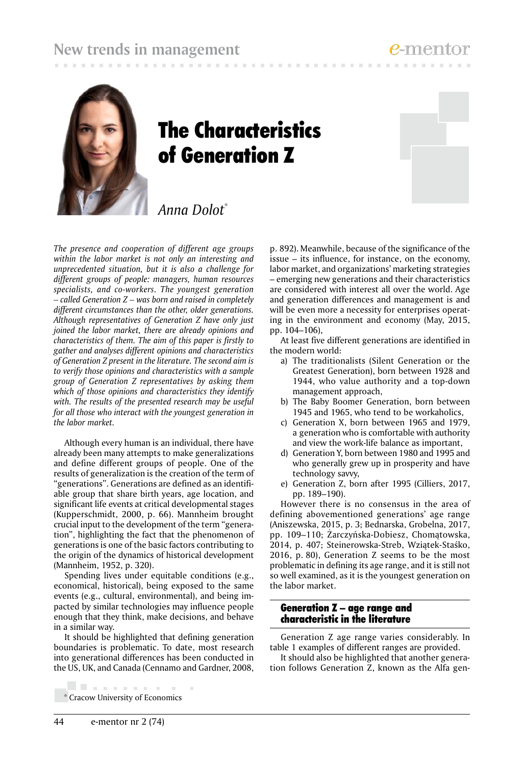# The Characteristics of Generation Z

*Anna Dolot*[*]

*The presence and cooperation of different age groups within the labor market is not only an interesting and unprecedented situation, but it is also a challenge for different groups of people: managers, human resources specialists, and co-workers. The youngest generation – called Generation Z – was born and raised in completely different circumstances than the other, older generations. Although representatives of Generation Z have only just joined the labor market, there are already opinions and characteristics of them. The aim of this paper is firstly to gather and analyses different opinions and characteristics of Generation Z present in the literature. The second aim is to verify those opinions and characteristics with a sample group of Generation Z representatives by asking them which of those opinions and characteristics they identify with. The results of the presented research may be useful for all those who interact with the youngest generation in the labor market.*

Although every human is an individual, there have already been many attempts to make generalizations and define different groups of people. One of the results of generalization is the creation of the term of "generations". Generations are defined as an identifiable group that share birth years, age location, and significant life events at critical developmental stages (Kupperschmidt, 2000, p. 66). Mannheim brought crucial input to the development of the term "generation", highlighting the fact that the phenomenon of generations is one of the basic factors contributing to the origin of the dynamics of historical development (Mannheim, 1952, p. 320).

Spending lives under equitable conditions (e.g., economical, historical), being exposed to the same events (e.g., cultural, environmental), and being impacted by similar technologies may influence people enough that they think, make decisions, and behave in a similar way.

It should be highlighted that defining generation boundaries is problematic. To date, most research into generational differences has been conducted in the US, UK, and Canada (Cennamo and Gardner, 2008, p. 892). Meanwhile, because of the significance of the issue – its influence, for instance, on the economy, labor market, and organizations' marketing strategies – emerging new generations and their characteristics are considered with interest all over the world. Age and generation differences and management is and will be even more a necessity for enterprises operating in the environment and economy (May, 2015, pp. 104–106),

At least five different generations are identified in the modern world:

a) The traditionalists (Silent Generation or the Greatest Generation), born between 1928 and 1944, who value authority and a top-down management approach,
b) The Baby Boomer Generation, born between 1945 and 1965, who tend to be workaholics,
c) Generation X, born between 1965 and 1979, a generation who is comfortable with authority and view the work-life balance as important,
d) Generation Y, born between 1980 and 1995 and who generally grew up in prosperity and have technology savvy,
e) Generation Z, born after 1995 (Cilliers, 2017, pp. 189–190).

However there is no consensus in the area of defining abovementioned generations' age range (Aniszewska, 2015, p. 3; Bednarska, Grobelna, 2017, pp. 109–110; Żarczyńska-Dobiesz, Chomątowska, 2014, p. 407; Steinerowska-Streb, Wziątek-Staśko, 2016, p. 80), Generation Z seems to be the most problematic in defining its age range, and it is still not so well examined, as it is the youngest generation on the labor market.

## Generation Z – age range and characteristic in the literature

Generation Z age range varies considerably. In table 1 examples of different ranges are provided.

It should also be highlighted that another generation follows Generation Z, known as the Alfa gen-

[*] Cracow University of Economics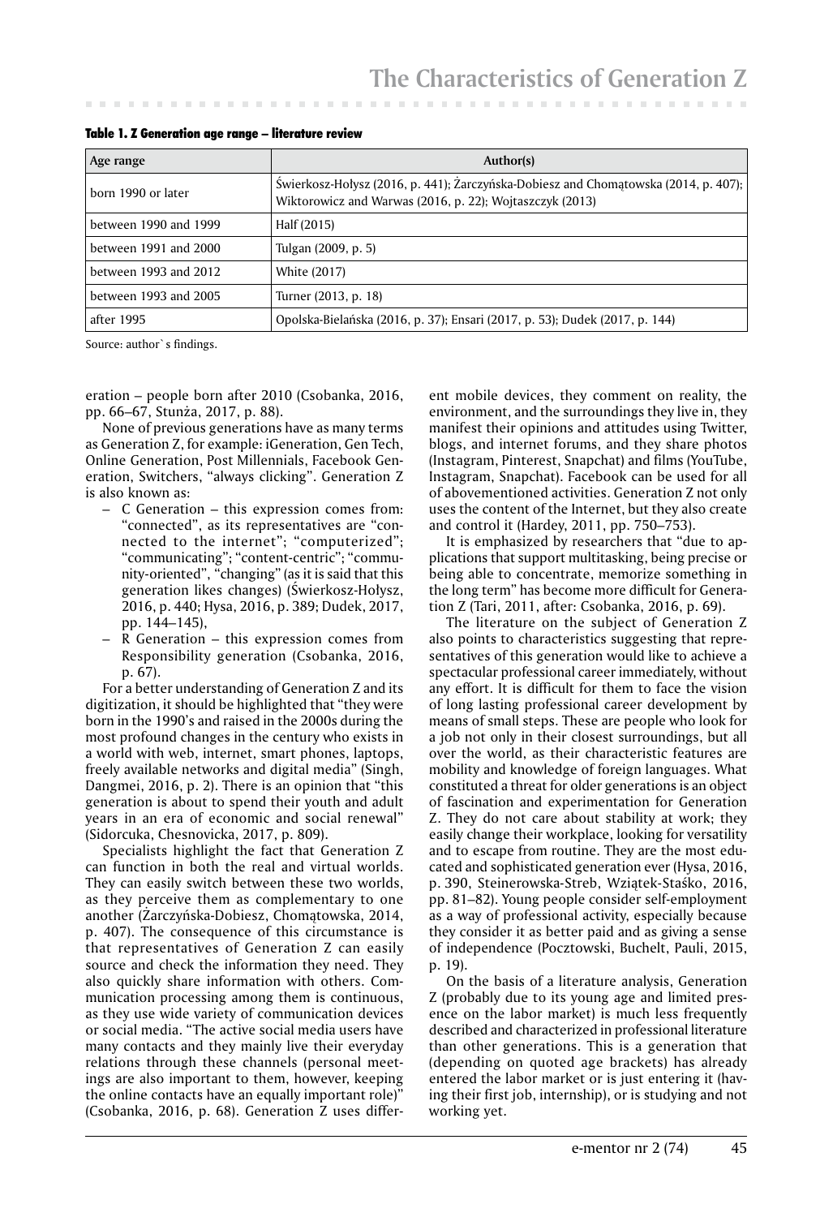**Table 1. Z Generation age range – literature review**

| Age range | Author(s) |
|---|---|
| born 1990 or later | Świerkosz-Hołysz (2016, p. 441); Żarczyńska-Dobiesz and Chomątowska (2014, p. 407); Wiktorowicz and Warwas (2016, p. 22); Wojtaszczyk (2013) |
| between 1990 and 1999 | Half (2015) |
| between 1991 and 2000 | Tulgan (2009, p. 5) |
| between 1993 and 2012 | White (2017) |
| between 1993 and 2005 | Turner (2013, p. 18) |
| after 1995 | Opolska-Bielańska (2016, p. 37); Ensari (2017, p. 53); Dudek (2017, p. 144) |

Source: author`s findings.

eration – people born after 2010 (Csobanka, 2016, pp. 66–67, Stunża, 2017, p. 88).

None of previous generations have as many terms as Generation Z, for example: iGeneration, Gen Tech, Online Generation, Post Millennials, Facebook Generation, Switchers, "always clicking". Generation Z is also known as:

- C Generation – this expression comes from: "connected", as its representatives are "connected to the internet"; "computerized"; "communicating"; "content-centric"; "community-oriented", "changing" (as it is said that this generation likes changes) (Świerkosz-Hołysz, 2016, p. 440; Hysa, 2016, p. 389; Dudek, 2017, pp. 144–145),
- R Generation – this expression comes from Responsibility generation (Csobanka, 2016, p. 67).

For a better understanding of Generation Z and its digitization, it should be highlighted that "they were born in the 1990's and raised in the 2000s during the most profound changes in the century who exists in a world with web, internet, smart phones, laptops, freely available networks and digital media" (Singh, Dangmei, 2016, p. 2). There is an opinion that "this generation is about to spend their youth and adult years in an era of economic and social renewal" (Sidorcuka, Chesnovicka, 2017, p. 809).

Specialists highlight the fact that Generation Z can function in both the real and virtual worlds. They can easily switch between these two worlds, as they perceive them as complementary to one another (Żarczyńska-Dobiesz, Chomątowska, 2014, p. 407). The consequence of this circumstance is that representatives of Generation Z can easily source and check the information they need. They also quickly share information with others. Communication processing among them is continuous, as they use wide variety of communication devices or social media. "The active social media users have many contacts and they mainly live their everyday relations through these channels (personal meetings are also important to them, however, keeping the online contacts have an equally important role)" (Csobanka, 2016, p. 68). Generation Z uses different mobile devices, they comment on reality, the environment, and the surroundings they live in, they manifest their opinions and attitudes using Twitter, blogs, and internet forums, and they share photos (Instagram, Pinterest, Snapchat) and films (YouTube, Instagram, Snapchat). Facebook can be used for all of abovementioned activities. Generation Z not only uses the content of the Internet, but they also create and control it (Hardey, 2011, pp. 750–753).

It is emphasized by researchers that "due to applications that support multitasking, being precise or being able to concentrate, memorize something in the long term" has become more difficult for Generation Z (Tari, 2011, after: Csobanka, 2016, p. 69).

The literature on the subject of Generation Z also points to characteristics suggesting that representatives of this generation would like to achieve a spectacular professional career immediately, without any effort. It is difficult for them to face the vision of long lasting professional career development by means of small steps. These are people who look for a job not only in their closest surroundings, but all over the world, as their characteristic features are mobility and knowledge of foreign languages. What constituted a threat for older generations is an object of fascination and experimentation for Generation Z. They do not care about stability at work; they easily change their workplace, looking for versatility and to escape from routine. They are the most educated and sophisticated generation ever (Hysa, 2016, p. 390, Steinerowska-Streb, Wziątek-Staśko, 2016, pp. 81–82). Young people consider self-employment as a way of professional activity, especially because they consider it as better paid and as giving a sense of independence (Pocztowski, Buchelt, Pauli, 2015, p. 19).

On the basis of a literature analysis, Generation Z (probably due to its young age and limited presence on the labor market) is much less frequently described and characterized in professional literature than other generations. This is a generation that (depending on quoted age brackets) has already entered the labor market or is just entering it (having their first job, internship), or is studying and not working yet.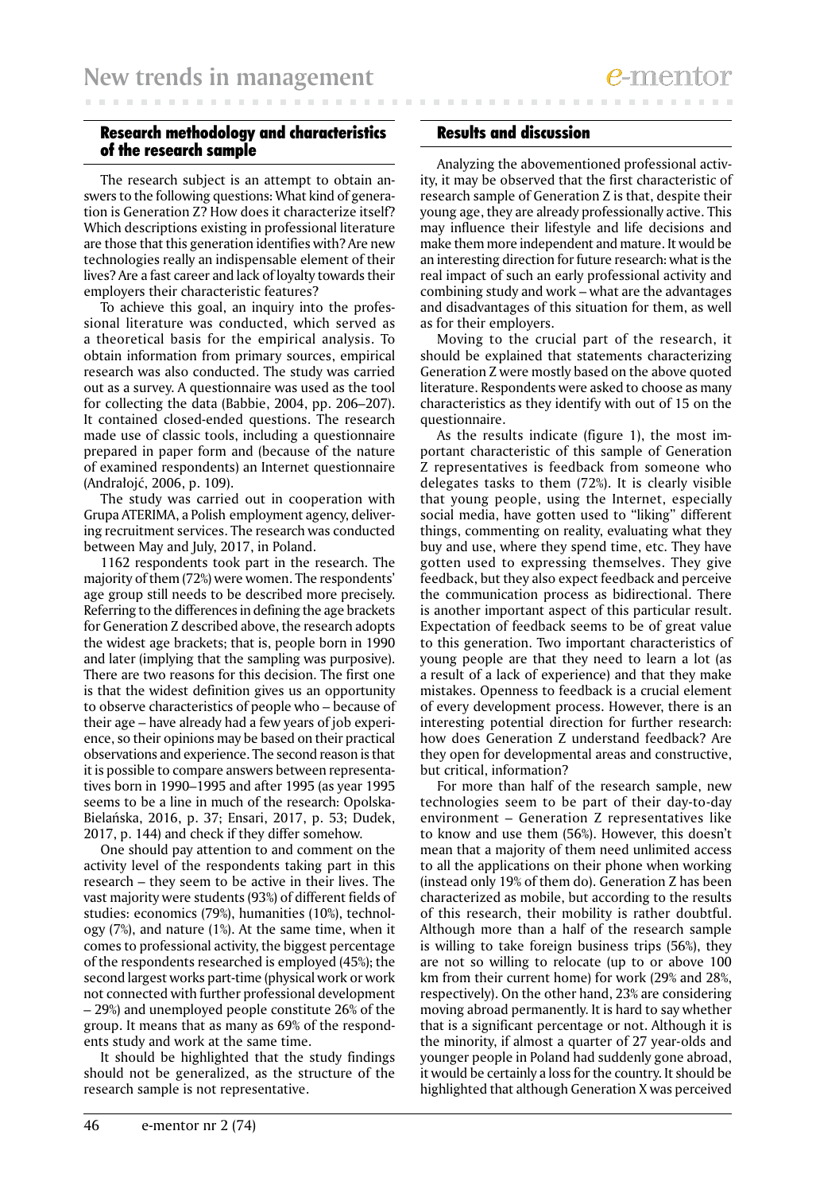## Research methodology and characteristics of the research sample

The research subject is an attempt to obtain answers to the following questions: What kind of generation is Generation Z? How does it characterize itself? Which descriptions existing in professional literature are those that this generation identifies with? Are new technologies really an indispensable element of their lives? Are a fast career and lack of loyalty towards their employers their characteristic features?

To achieve this goal, an inquiry into the professional literature was conducted, which served as a theoretical basis for the empirical analysis. To obtain information from primary sources, empirical research was also conducted. The study was carried out as a survey. A questionnaire was used as the tool for collecting the data (Babbie, 2004, pp. 206–207). It contained closed-ended questions. The research made use of classic tools, including a questionnaire prepared in paper form and (because of the nature of examined respondents) an Internet questionnaire (Andrałojć, 2006, p. 109).

The study was carried out in cooperation with Grupa ATERIMA, a Polish employment agency, delivering recruitment services. The research was conducted between May and July, 2017, in Poland.

1162 respondents took part in the research. The majority of them (72%) were women. The respondents' age group still needs to be described more precisely. Referring to the differences in defining the age brackets for Generation Z described above, the research adopts the widest age brackets; that is, people born in 1990 and later (implying that the sampling was purposive). There are two reasons for this decision. The first one is that the widest definition gives us an opportunity to observe characteristics of people who – because of their age – have already had a few years of job experience, so their opinions may be based on their practical observations and experience. The second reason is that it is possible to compare answers between representatives born in 1990–1995 and after 1995 (as year 1995 seems to be a line in much of the research: Opolska-Bielańska, 2016, p. 37; Ensari, 2017, p. 53; Dudek, 2017, p. 144) and check if they differ somehow.

One should pay attention to and comment on the activity level of the respondents taking part in this research – they seem to be active in their lives. The vast majority were students (93%) of different fields of studies: economics (79%), humanities (10%), technology (7%), and nature (1%). At the same time, when it comes to professional activity, the biggest percentage of the respondents researched is employed (45%); the second largest works part-time (physical work or work not connected with further professional development – 29%) and unemployed people constitute 26% of the group. It means that as many as 69% of the respondents study and work at the same time.

It should be highlighted that the study findings should not be generalized, as the structure of the research sample is not representative.

## Results and discussion

Analyzing the abovementioned professional activity, it may be observed that the first characteristic of research sample of Generation Z is that, despite their young age, they are already professionally active. This may influence their lifestyle and life decisions and make them more independent and mature. It would be an interesting direction for future research: what is the real impact of such an early professional activity and combining study and work – what are the advantages and disadvantages of this situation for them, as well as for their employers.

Moving to the crucial part of the research, it should be explained that statements characterizing Generation Z were mostly based on the above quoted literature. Respondents were asked to choose as many characteristics as they identify with out of 15 on the questionnaire.

As the results indicate (figure 1), the most important characteristic of this sample of Generation Z representatives is feedback from someone who delegates tasks to them (72%). It is clearly visible that young people, using the Internet, especially social media, have gotten used to "liking" different things, commenting on reality, evaluating what they buy and use, where they spend time, etc. They have gotten used to expressing themselves. They give feedback, but they also expect feedback and perceive the communication process as bidirectional. There is another important aspect of this particular result. Expectation of feedback seems to be of great value to this generation. Two important characteristics of young people are that they need to learn a lot (as a result of a lack of experience) and that they make mistakes. Openness to feedback is a crucial element of every development process. However, there is an interesting potential direction for further research: how does Generation Z understand feedback? Are they open for developmental areas and constructive, but critical, information?

For more than half of the research sample, new technologies seem to be part of their day-to-day environment – Generation Z representatives like to know and use them (56%). However, this doesn't mean that a majority of them need unlimited access to all the applications on their phone when working (instead only 19% of them do). Generation Z has been characterized as mobile, but according to the results of this research, their mobility is rather doubtful. Although more than a half of the research sample is willing to take foreign business trips (56%), they are not so willing to relocate (up to or above 100 km from their current home) for work (29% and 28%, respectively). On the other hand, 23% are considering moving abroad permanently. It is hard to say whether that is a significant percentage or not. Although it is the minority, if almost a quarter of 27 year-olds and younger people in Poland had suddenly gone abroad, it would be certainly a loss for the country. It should be highlighted that although Generation X was perceived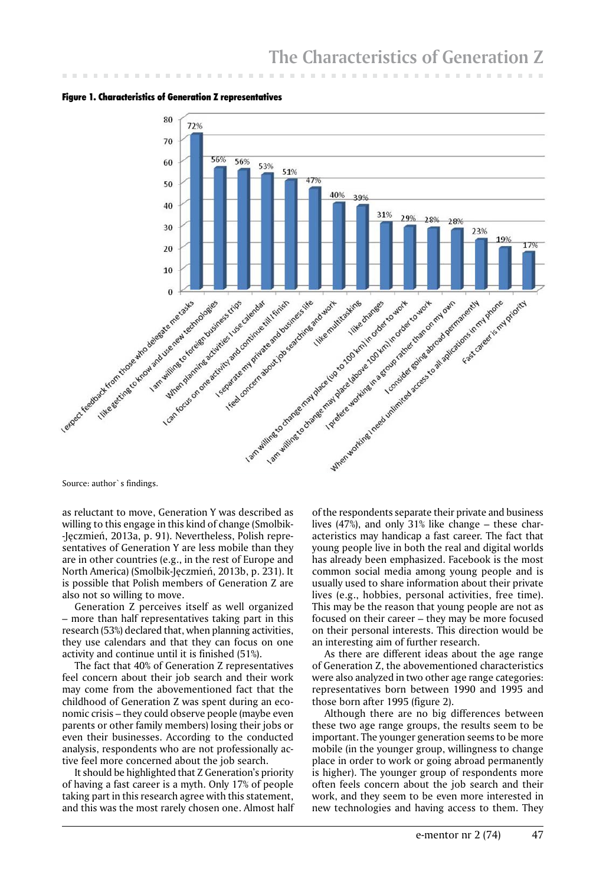**Figure 1. Characteristics of Generation Z representatives**

| Characteristic | % |
|---|---|
| I expect feedback from those who delegate me tasks | 72% |
| I like getting to know and use new technologies | 56% |
| I am willing to foreign business trips | 56% |
| When planning activities I use calendar | 53% |
| I can focus on one activity and continue till I finish | 51% |
| I separate my private and business life | 47% |
| I feel concern about job searching and work | 40% |
| I like multitasking | 39% |
| I like changes | 31% |
| I am willing to change may place (up to 100 km) in order to work | 29% |
| I am willing to change may place (above 100 km) in order to work | 28% |
| I prefere working in a group rather than on my own | 28% |
| I consider going abroad permanently | 23% |
| When working I need unlimited access to all aplications in my phone | 19% |
| Fast career is my priority | 17% |

Source: author`s findings.

as reluctant to move, Generation Y was described as willing to this engage in this kind of change (Smolbik-Jęczmień, 2013a, p. 91). Nevertheless, Polish representatives of Generation Y are less mobile than they are in other countries (e.g., in the rest of Europe and North America) (Smolbik-Jęczmień, 2013b, p. 231). It is possible that Polish members of Generation Z are also not so willing to move.

Generation Z perceives itself as well organized – more than half representatives taking part in this research (53%) declared that, when planning activities, they use calendars and that they can focus on one activity and continue until it is finished (51%).

The fact that 40% of Generation Z representatives feel concern about their job search and their work may come from the abovementioned fact that the childhood of Generation Z was spent during an economic crisis – they could observe people (maybe even parents or other family members) losing their jobs or even their businesses. According to the conducted analysis, respondents who are not professionally active feel more concerned about the job search.

It should be highlighted that Z Generation's priority of having a fast career is a myth. Only 17% of people taking part in this research agree with this statement, and this was the most rarely chosen one. Almost half of the respondents separate their private and business lives (47%), and only 31% like change – these characteristics may handicap a fast career. The fact that young people live in both the real and digital worlds has already been emphasized. Facebook is the most common social media among young people and is usually used to share information about their private lives (e.g., hobbies, personal activities, free time). This may be the reason that young people are not as focused on their career – they may be more focused on their personal interests. This direction would be an interesting aim of further research.

As there are different ideas about the age range of Generation Z, the abovementioned characteristics were also analyzed in two other age range categories: representatives born between 1990 and 1995 and those born after 1995 (figure 2).

Although there are no big differences between these two age range groups, the results seem to be important. The younger generation seems to be more mobile (in the younger group, willingness to change place in order to work or going abroad permanently is higher). The younger group of respondents more often feels concern about the job search and their work, and they seem to be even more interested in new technologies and having access to them. They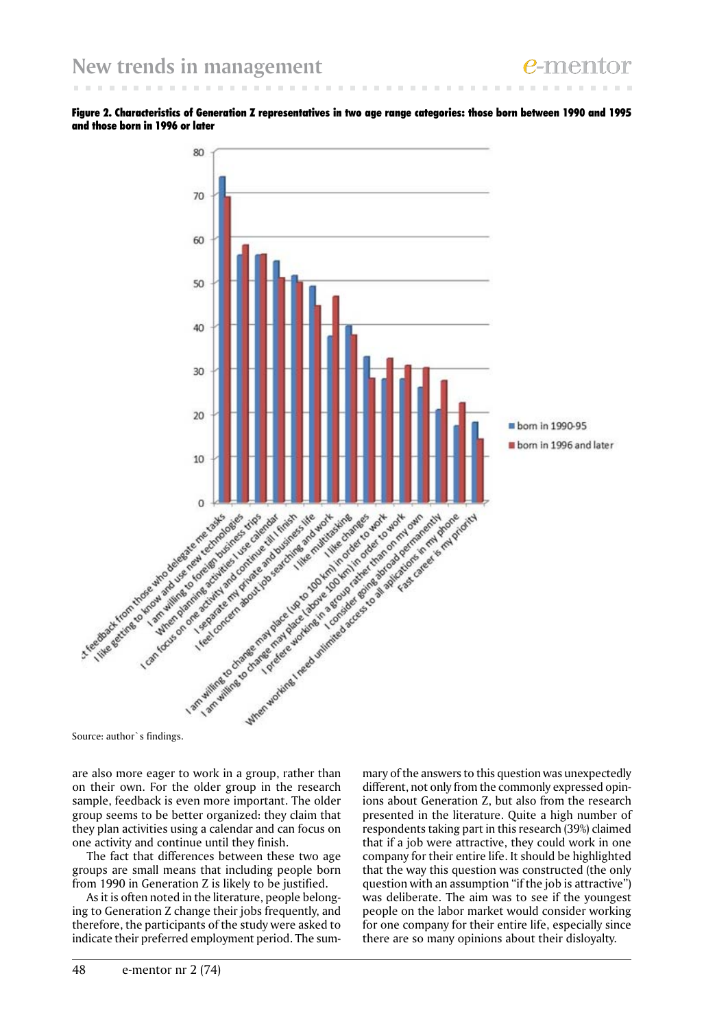**Figure 2. Characteristics of Generation Z representatives in two age range categories: those born between 1990 and 1995 and those born in 1996 or later**

Source: author`s findings.

are also more eager to work in a group, rather than on their own. For the older group in the research sample, feedback is even more important. The older group seems to be better organized: they claim that they plan activities using a calendar and can focus on one activity and continue until they finish.

The fact that differences between these two age groups are small means that including people born from 1990 in Generation Z is likely to be justified.

As it is often noted in the literature, people belonging to Generation Z change their jobs frequently, and therefore, the participants of the study were asked to indicate their preferred employment period. The summary of the answers to this question was unexpectedly different, not only from the commonly expressed opinions about Generation Z, but also from the research presented in the literature. Quite a high number of respondents taking part in this research (39%) claimed that if a job were attractive, they could work in one company for their entire life. It should be highlighted that the way this question was constructed (the only question with an assumption "if the job is attractive") was deliberate. The aim was to see if the youngest people on the labor market would consider working for one company for their entire life, especially since there are so many opinions about their disloyalty.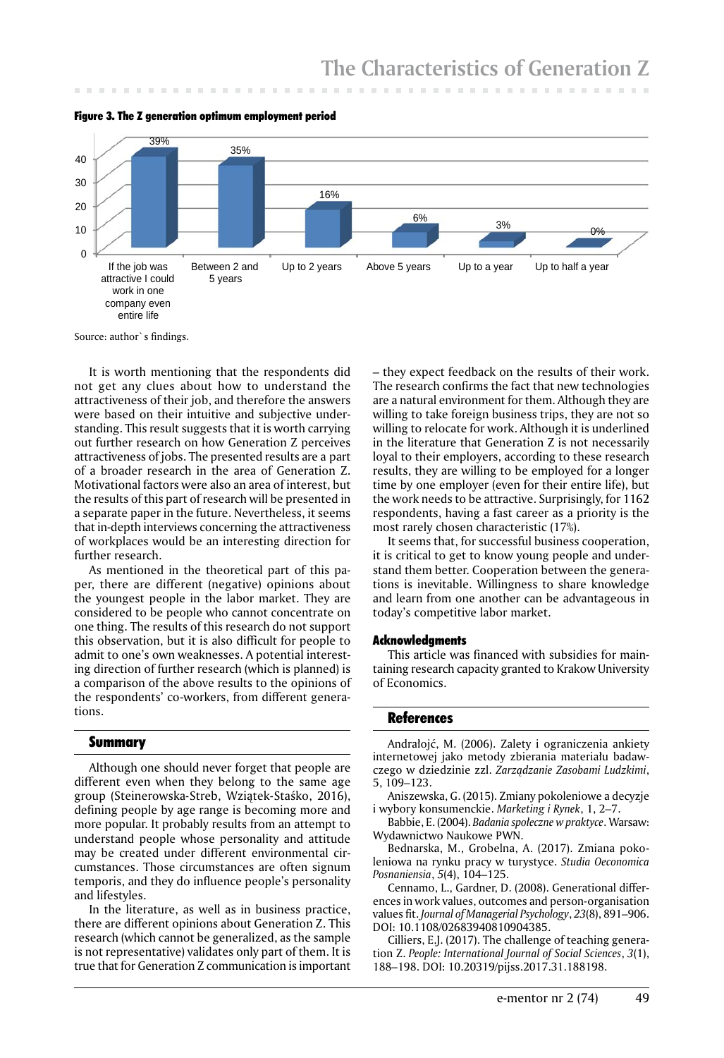**Figure 3. The Z generation optimum employment period**

| Answer | % |
|---|---|
| If the job was attractive I could work in one company even entire life | 39% |
| Between 2 and 5 years | 35% |
| Up to 2 years | 16% |
| Above 5 years | 6% |
| Up to a year | 3% |
| Up to half a year | 0% |

Source: author`s findings.

It is worth mentioning that the respondents did not get any clues about how to understand the attractiveness of their job, and therefore the answers were based on their intuitive and subjective understanding. This result suggests that it is worth carrying out further research on how Generation Z perceives attractiveness of jobs. The presented results are a part of a broader research in the area of Generation Z. Motivational factors were also an area of interest, but the results of this part of research will be presented in a separate paper in the future. Nevertheless, it seems that in-depth interviews concerning the attractiveness of workplaces would be an interesting direction for further research.

As mentioned in the theoretical part of this paper, there are different (negative) opinions about the youngest people in the labor market. They are considered to be people who cannot concentrate on one thing. The results of this research do not support this observation, but it is also difficult for people to admit to one's own weaknesses. A potential interesting direction of further research (which is planned) is a comparison of the above results to the opinions of the respondents' co-workers, from different generations.

## Summary

Although one should never forget that people are different even when they belong to the same age group (Steinerowska-Streb, Wziątek-Staśko, 2016), defining people by age range is becoming more and more popular. It probably results from an attempt to understand people whose personality and attitude may be created under different environmental circumstances. Those circumstances are often signum temporis, and they do influence people's personality and lifestyles.

In the literature, as well as in business practice, there are different opinions about Generation Z. This research (which cannot be generalized, as the sample is not representative) validates only part of them. It is true that for Generation Z communication is important – they expect feedback on the results of their work. The research confirms the fact that new technologies are a natural environment for them. Although they are willing to take foreign business trips, they are not so willing to relocate for work. Although it is underlined in the literature that Generation Z is not necessarily loyal to their employers, according to these research results, they are willing to be employed for a longer time by one employer (even for their entire life), but the work needs to be attractive. Surprisingly, for 1162 respondents, having a fast career as a priority is the most rarely chosen characteristic (17%).

It seems that, for successful business cooperation, it is critical to get to know young people and understand them better. Cooperation between the generations is inevitable. Willingness to share knowledge and learn from one another can be advantageous in today's competitive labor market.

### Acknowledgments

This article was financed with subsidies for maintaining research capacity granted to Krakow University of Economics.

## References

Andrałojć, M. (2006). Zalety i ograniczenia ankiety internetowej jako metody zbierania materiału badawczego w dziedzinie zzl. *Zarządzanie Zasobami Ludzkimi*, 5, 109–123.

Aniszewska, G. (2015). Zmiany pokoleniowe a decyzje i wybory konsumenckie. *Marketing i Rynek*, 1, 2–7.

Babbie, E. (2004). *Badania społeczne w praktyce*. Warsaw: Wydawnictwo Naukowe PWN.

Bednarska, M., Grobelna, A. (2017). Zmiana pokoleniowa na rynku pracy w turystyce. *Studia Oeconomica Posnaniensia*, *5*(4), 104–125.

Cennamo, L., Gardner, D. (2008). Generational differences in work values, outcomes and person-organisation values fit. *Journal of Managerial Psychology*, *23*(8), 891–906. DOI: 10.1108/02683940810904385.

Cilliers, E.J. (2017). The challenge of teaching generation Z. *People: International Journal of Social Sciences*, *3*(1), 188–198. DOI: 10.20319/pijss.2017.31.188198.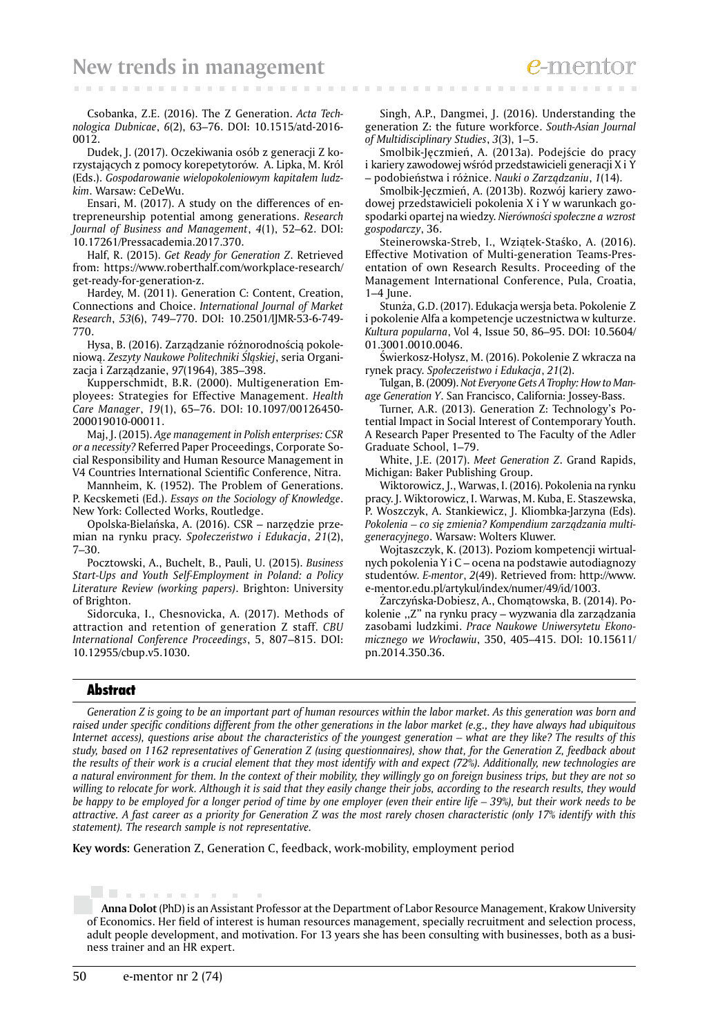Csobanka, Z.E. (2016). The Z Generation. *Acta Technologica Dubnicae*, *6*(2), 63–76. DOI: 10.1515/atd-2016-0012.

Dudek, J. (2017). Oczekiwania osób z generacji Z korzystających z pomocy korepetytorów. A. Lipka, M. Król (Eds.). *Gospodarowanie wielopokoleniowym kapitałem ludzkim*. Warsaw: CeDeWu.

Ensari, M. (2017). A study on the differences of entrepreneurship potential among generations. *Research Journal of Business and Management*, *4*(1), 52–62. DOI: 10.17261/Pressacademia.2017.370.

Half, R. (2015). *Get Ready for Generation Z*. Retrieved from: https://www.roberthalf.com/workplace-research/get-ready-for-generation-z.

Hardey, M. (2011). Generation C: Content, Creation, Connections and Choice. *International Journal of Market Research*, *53*(6), 749–770. DOI: 10.2501/IJMR-53-6-749-770.

Hysa, B. (2016). Zarządzanie różnorodnością pokoleniową. *Zeszyty Naukowe Politechniki Śląskiej*, seria Organizacja i Zarządzanie, *97*(1964), 385–398.

Kupperschmidt, B.R. (2000). Multigeneration Employees: Strategies for Effective Management. *Health Care Manager*, *19*(1), 65–76. DOI: 10.1097/00126450-200019010-00011.

Maj, J. (2015). *Age management in Polish enterprises: CSR or a necessity?* Referred Paper Proceedings, Corporate Social Responsibility and Human Resource Management in V4 Countries International Scientific Conference, Nitra.

Mannheim, K. (1952). The Problem of Generations. P. Kecskemeti (Ed.). *Essays on the Sociology of Knowledge*. New York: Collected Works, Routledge.

Opolska-Bielańska, A. (2016). CSR – narzędzie przemian na rynku pracy. *Społeczeństwo i Edukacja*, *21*(2), 7–30.

Pocztowski, A., Buchelt, B., Pauli, U. (2015). *Business Start-Ups and Youth Self-Employment in Poland: a Policy Literature Review (working papers)*. Brighton: University of Brighton.

Sidorcuka, I., Chesnovicka, A. (2017). Methods of attraction and retention of generation Z staff. *CBU International Conference Proceedings*, 5, 807–815. DOI: 10.12955/cbup.v5.1030.

Singh, A.P., Dangmei, J. (2016). Understanding the generation Z: the future workforce. *South-Asian Journal of Multidisciplinary Studies*, *3*(3), 1–5.

Smolbik-Jęczmień, A. (2013a). Podejście do pracy i kariery zawodowej wśród przedstawicieli generacji X i Y – podobieństwa i różnice. *Nauki o Zarządzaniu*, *1*(14).

Smolbik-Jęczmień, A. (2013b). Rozwój kariery zawodowej przedstawicieli pokolenia X i Y w warunkach gospodarki opartej na wiedzy. *Nierówności społeczne a wzrost gospodarczy*, 36.

Steinerowska-Streb, I., Wziątek-Staśko, A. (2016). Effective Motivation of Multi-generation Teams-Presentation of own Research Results. Proceeding of the Management International Conference, Pula, Croatia, 1–4 June.

Stunża, G.D. (2017). Edukacja wersja beta. Pokolenie Z i pokolenie Alfa a kompetencje uczestnictwa w kulturze. *Kultura popularna*, Vol 4, Issue 50, 86–95. DOI: 10.5604/01.3001.0010.0046.

Świerkosz-Hołysz, M. (2016). Pokolenie Z wkracza na rynek pracy. *Społeczeństwo i Edukacja*, *21*(2).

Tulgan, B. (2009). *Not Everyone Gets A Trophy: How to Manage Generation Y*. San Francisco, California: Jossey-Bass.

Turner, A.R. (2013). Generation Z: Technology's Potential Impact in Social Interest of Contemporary Youth. A Research Paper Presented to The Faculty of the Adler Graduate School, 1–79.

White, J.E. (2017). *Meet Generation Z*. Grand Rapids, Michigan: Baker Publishing Group.

Wiktorowicz, J., Warwas, I. (2016). Pokolenia na rynku pracy. J. Wiktorowicz, I. Warwas, M. Kuba, E. Staszewska, P. Woszczyk, A. Stankiewicz, J. Kliombka-Jarzyna (Eds). *Pokolenia – co się zmienia? Kompendium zarządzania multigeneracyjnego*. Warsaw: Wolters Kluwer.

Wojtaszczyk, K. (2013). Poziom kompetencji wirtualnych pokolenia Y i C – ocena na podstawie autodiagnozy studentów. *E-mentor*, *2*(49). Retrieved from: http://www.e-mentor.edu.pl/artykul/index/numer/49/id/1003.

Żarczyńska-Dobiesz, A., Chomątowska, B. (2014). Pokolenie „Z" na rynku pracy – wyzwania dla zarządzania zasobami ludzkimi. *Prace Naukowe Uniwersytetu Ekonomicznego we Wrocławiu*, 350, 405–415. DOI: 10.15611/pn.2014.350.36.

## Abstract

*Generation Z is going to be an important part of human resources within the labor market. As this generation was born and raised under specific conditions different from the other generations in the labor market (e.g., they have always had ubiquitous Internet access), questions arise about the characteristics of the youngest generation – what are they like? The results of this study, based on 1162 representatives of Generation Z (using questionnaires), show that, for the Generation Z, feedback about the results of their work is a crucial element that they most identify with and expect (72%). Additionally, new technologies are a natural environment for them. In the context of their mobility, they willingly go on foreign business trips, but they are not so willing to relocate for work. Although it is said that they easily change their jobs, according to the research results, they would be happy to be employed for a longer period of time by one employer (even their entire life – 39%), but their work needs to be attractive. A fast career as a priority for Generation Z was the most rarely chosen characteristic (only 17% identify with this statement). The research sample is not representative.*

**Key words**: Generation Z, Generation C, feedback, work-mobility, employment period

**Anna Dolot** (PhD) is an Assistant Professor at the Department of Labor Resource Management, Krakow University of Economics. Her field of interest is human resources management, specially recruitment and selection process, adult people development, and motivation. For 13 years she has been consulting with businesses, both as a business trainer and an HR expert.